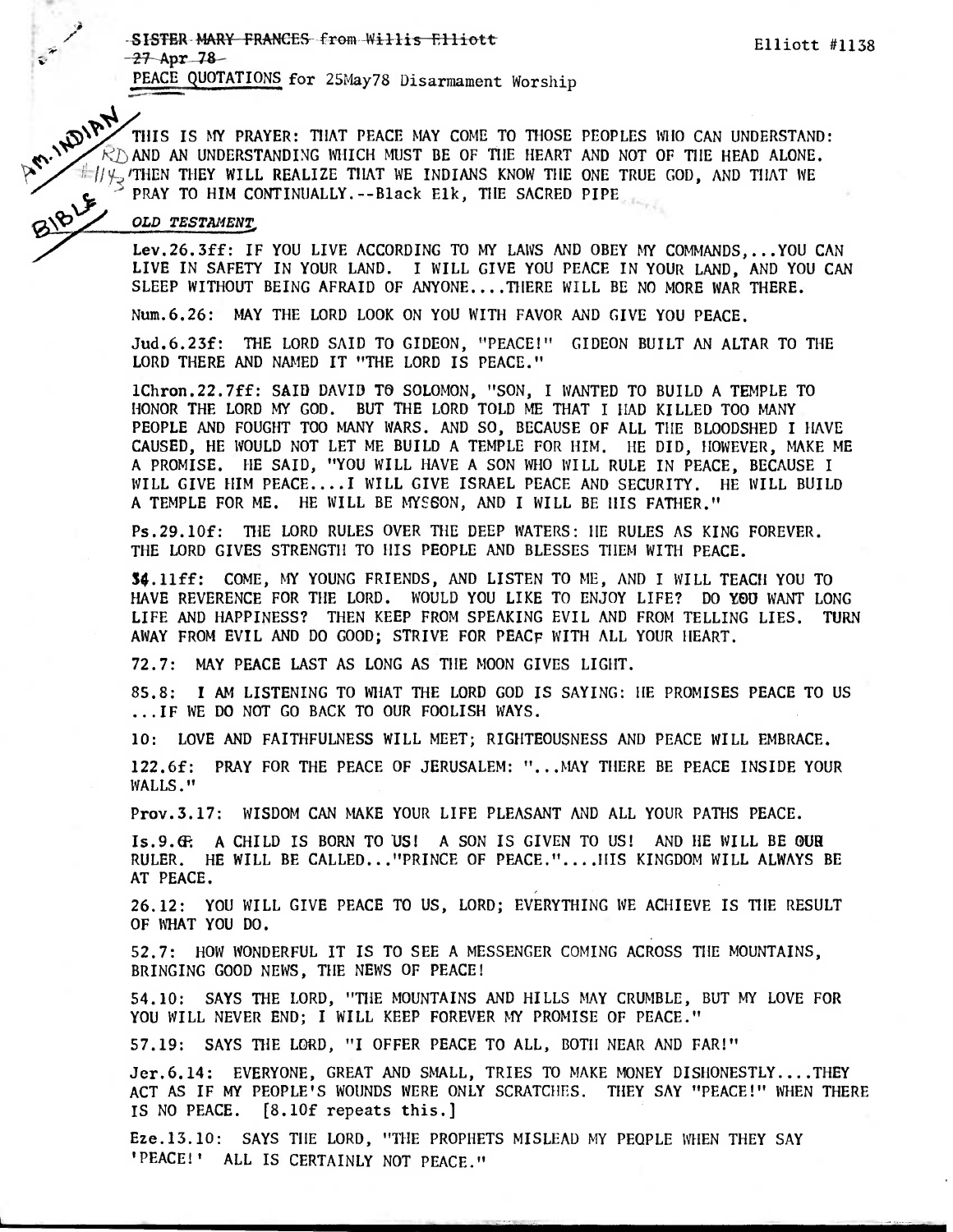~~SISTER MARY FRANCES from Willis Elliott~~
~~27 Apr 78~~
PEACE QUOTATIONS for 25May78 Disarmament Worship

Elliott #1138

AM. INDIAN

THIS IS MY PRAYER: THAT PEACE MAY COME TO THOSE PEOPLES WHO CAN UNDERSTAND: AND AN UNDERSTANDING WHICH MUST BE OF THE HEART AND NOT OF THE HEAD ALONE. THEN THEY WILL REALIZE THAT WE INDIANS KNOW THE ONE TRUE GOD, AND THAT WE PRAY TO HIM CONTINUALLY.--Black Elk, THE SACRED PIPE

BIBLE

*OLD TESTAMENT*

Lev.26.3ff: IF YOU LIVE ACCORDING TO MY LAWS AND OBEY MY COMMANDS,...YOU CAN LIVE IN SAFETY IN YOUR LAND. I WILL GIVE YOU PEACE IN YOUR LAND, AND YOU CAN SLEEP WITHOUT BEING AFRAID OF ANYONE....THERE WILL BE NO MORE WAR THERE.

Num.6.26: MAY THE LORD LOOK ON YOU WITH FAVOR AND GIVE YOU PEACE.

Jud.6.23f: THE LORD SAID TO GIDEON, "PEACE!" GIDEON BUILT AN ALTAR TO THE LORD THERE AND NAMED IT "THE LORD IS PEACE."

1Chron.22.7ff: SAID DAVID TO SOLOMON, "SON, I WANTED TO BUILD A TEMPLE TO HONOR THE LORD MY GOD. BUT THE LORD TOLD ME THAT I HAD KILLED TOO MANY PEOPLE AND FOUGHT TOO MANY WARS. AND SO, BECAUSE OF ALL THE BLOODSHED I HAVE CAUSED, HE WOULD NOT LET ME BUILD A TEMPLE FOR HIM. HE DID, HOWEVER, MAKE ME A PROMISE. HE SAID, "YOU WILL HAVE A SON WHO WILL RULE IN PEACE, BECAUSE I WILL GIVE HIM PEACE....I WILL GIVE ISRAEL PEACE AND SECURITY. HE WILL BUILD A TEMPLE FOR ME. HE WILL BE MY SON, AND I WILL BE HIS FATHER."

Ps.29.10f: THE LORD RULES OVER THE DEEP WATERS: HE RULES AS KING FOREVER. THE LORD GIVES STRENGTH TO HIS PEOPLE AND BLESSES THEM WITH PEACE.

34.11ff: COME, MY YOUNG FRIENDS, AND LISTEN TO ME, AND I WILL TEACH YOU TO HAVE REVERENCE FOR THE LORD. WOULD YOU LIKE TO ENJOY LIFE? DO YOU WANT LONG LIFE AND HAPPINESS? THEN KEEP FROM SPEAKING EVIL AND FROM TELLING LIES. TURN AWAY FROM EVIL AND DO GOOD; STRIVE FOR PEACE WITH ALL YOUR HEART.

72.7: MAY PEACE LAST AS LONG AS THE MOON GIVES LIGHT.

85.8: I AM LISTENING TO WHAT THE LORD GOD IS SAYING: HE PROMISES PEACE TO US ...IF WE DO NOT GO BACK TO OUR FOOLISH WAYS.

10: LOVE AND FAITHFULNESS WILL MEET; RIGHTEOUSNESS AND PEACE WILL EMBRACE.

122.6f: PRAY FOR THE PEACE OF JERUSALEM: "...MAY THERE BE PEACE INSIDE YOUR WALLS."

Prov.3.17: WISDOM CAN MAKE YOUR LIFE PLEASANT AND ALL YOUR PATHS PEACE.

Is.9.6f: A CHILD IS BORN TO US! A SON IS GIVEN TO US! AND HE WILL BE OUR RULER. HE WILL BE CALLED..."PRINCE OF PEACE."....HIS KINGDOM WILL ALWAYS BE AT PEACE.

26.12: YOU WILL GIVE PEACE TO US, LORD; EVERYTHING WE ACHIEVE IS THE RESULT OF WHAT YOU DO.

52.7: HOW WONDERFUL IT IS TO SEE A MESSENGER COMING ACROSS THE MOUNTAINS, BRINGING GOOD NEWS, THE NEWS OF PEACE!

54.10: SAYS THE LORD, "THE MOUNTAINS AND HILLS MAY CRUMBLE, BUT MY LOVE FOR YOU WILL NEVER END; I WILL KEEP FOREVER MY PROMISE OF PEACE."

57.19: SAYS THE LORD, "I OFFER PEACE TO ALL, BOTH NEAR AND FAR!"

Jer.6.14: EVERYONE, GREAT AND SMALL, TRIES TO MAKE MONEY DISHONESTLY....THEY ACT AS IF MY PEOPLE'S WOUNDS WERE ONLY SCRATCHES. THEY SAY "PEACE!" WHEN THERE IS NO PEACE. [8.10f repeats this.]

Eze.13.10: SAYS THE LORD, "THE PROPHETS MISLEAD MY PEOPLE WHEN THEY SAY 'PEACE!' ALL IS CERTAINLY NOT PEACE."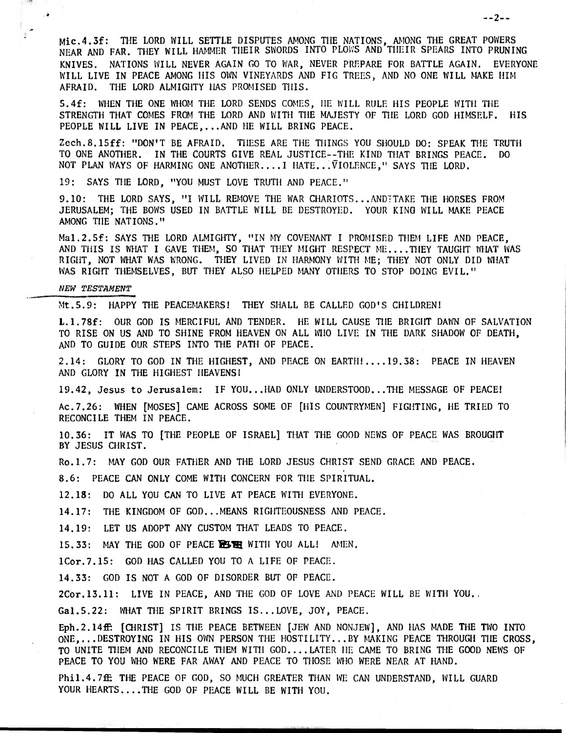Mic.4.3f: THE LORD WILL SETTLE DISPUTES AMONG THE NATIONS, AMONG THE GREAT POWERS NEAR AND FAR. THEY WILL HAMMER THEIR SWORDS INTO PLOWS AND THEIR SPEARS INTO PRUNING KNIVES. NATIONS WILL NEVER AGAIN GO TO WAR, NEVER PREPARE FOR BATTLE AGAIN. EVERYONE WILL LIVE IN PEACE AMONG HIS OWN VINEYARDS AND FIG TREES, AND NO ONE WILL MAKE HIM AFRAID. THE LORD ALMIGHTY HAS PROMISED THIS.

5.4f: WHEN THE ONE WHOM THE LORD SENDS COMES, HE WILL RULE HIS PEOPLE WITH THE STRENGTH THAT COMES FROM THE LORD AND WITH THE MAJESTY OF THE LORD GOD HIMSELF. HIS PEOPLE WILL LIVE IN PEACE,...AND HE WILL BRING PEACE.

Zech.8.15ff: "DON'T BE AFRAID. THESE ARE THE THINGS YOU SHOULD DO: SPEAK THE TRUTH TO ONE ANOTHER. IN THE COURTS GIVE REAL JUSTICE--THE KIND THAT BRINGS PEACE. DO NOT PLAN WAYS OF HARMING ONE ANOTHER....I HATE...VIOLENCE," SAYS THE LORD.

19: SAYS THE LORD, "YOU MUST LOVE TRUTH AND PEACE."

9.10: THE LORD SAYS, "I WILL REMOVE THE WAR CHARIOTS...AND TAKE THE HORSES FROM JERUSALEM; THE BOWS USED IN BATTLE WILL BE DESTROYED. YOUR KING WILL MAKE PEACE AMONG THE NATIONS."

Mal.2.5f: SAYS THE LORD ALMIGHTY, "IN MY COVENANT I PROMISED THEM LIFE AND PEACE, AND THIS IS WHAT I GAVE THEM, SO THAT THEY MIGHT RESPECT ME....THEY TAUGHT WHAT WAS RIGHT, NOT WHAT WAS WRONG. THEY LIVED IN HARMONY WITH ME; THEY NOT ONLY DID WHAT WAS RIGHT THEMSELVES, BUT THEY ALSO HELPED MANY OTHERS TO STOP DOING EVIL."

*NEW TESTAMENT*

Mt.5.9: HAPPY THE PEACEMAKERS! THEY SHALL BE CALLED GOD'S CHILDREN!

L.1.78f: OUR GOD IS MERCIFUL AND TENDER. HE WILL CAUSE THE BRIGHT DAWN OF SALVATION TO RISE ON US AND TO SHINE FROM HEAVEN ON ALL WHO LIVE IN THE DARK SHADOW OF DEATH, AND TO GUIDE OUR STEPS INTO THE PATH OF PEACE.

2.14: GLORY TO GOD IN THE HIGHEST, AND PEACE ON EARTH!....19.38: PEACE IN HEAVEN AND GLORY IN THE HIGHEST HEAVENS!

19.42, Jesus to Jerusalem: IF YOU...HAD ONLY UNDERSTOOD...THE MESSAGE OF PEACE!

Ac.7.26: WHEN [MOSES] CAME ACROSS SOME OF [HIS COUNTRYMEN] FIGHTING, HE TRIED TO RECONCILE THEM IN PEACE.

10.36: IT WAS TO [THE PEOPLE OF ISRAEL] THAT THE GOOD NEWS OF PEACE WAS BROUGHT BY JESUS CHRIST.

Ro.1.7: MAY GOD OUR FATHER AND THE LORD JESUS CHRIST SEND GRACE AND PEACE.

8.6: PEACE CAN ONLY COME WITH CONCERN FOR THE SPIRITUAL.

12.18: DO ALL YOU CAN TO LIVE AT PEACE WITH EVERYONE.

14.17: THE KINGDOM OF GOD...MEANS RIGHTEOUSNESS AND PEACE.

14.19: LET US ADOPT ANY CUSTOM THAT LEADS TO PEACE.

15.33: MAY THE GOD OF PEACE BE WITH YOU ALL! AMEN.

1Cor.7.15: GOD HAS CALLED YOU TO A LIFE OF PEACE.

14.33: GOD IS NOT A GOD OF DISORDER BUT OF PEACE.

2Cor.13.11: LIVE IN PEACE, AND THE GOD OF LOVE AND PEACE WILL BE WITH YOU.

Gal.5.22: WHAT THE SPIRIT BRINGS IS...LOVE, JOY, PEACE.

Eph.2.14ff: [CHRIST] IS THE PEACE BETWEEN [JEW AND NONJEW], AND HAS MADE THE TWO INTO ONE,...DESTROYING IN HIS OWN PERSON THE HOSTILITY...BY MAKING PEACE THROUGH THE CROSS, TO UNITE THEM AND RECONCILE THEM WITH GOD....LATER HE CAME TO BRING THE GOOD NEWS OF PEACE TO YOU WHO WERE FAR AWAY AND PEACE TO THOSE WHO WERE NEAR AT HAND.

Phil.4.7ff: THE PEACE OF GOD, SO MUCH GREATER THAN WE CAN UNDERSTAND, WILL GUARD YOUR HEARTS....THE GOD OF PEACE WILL BE WITH YOU.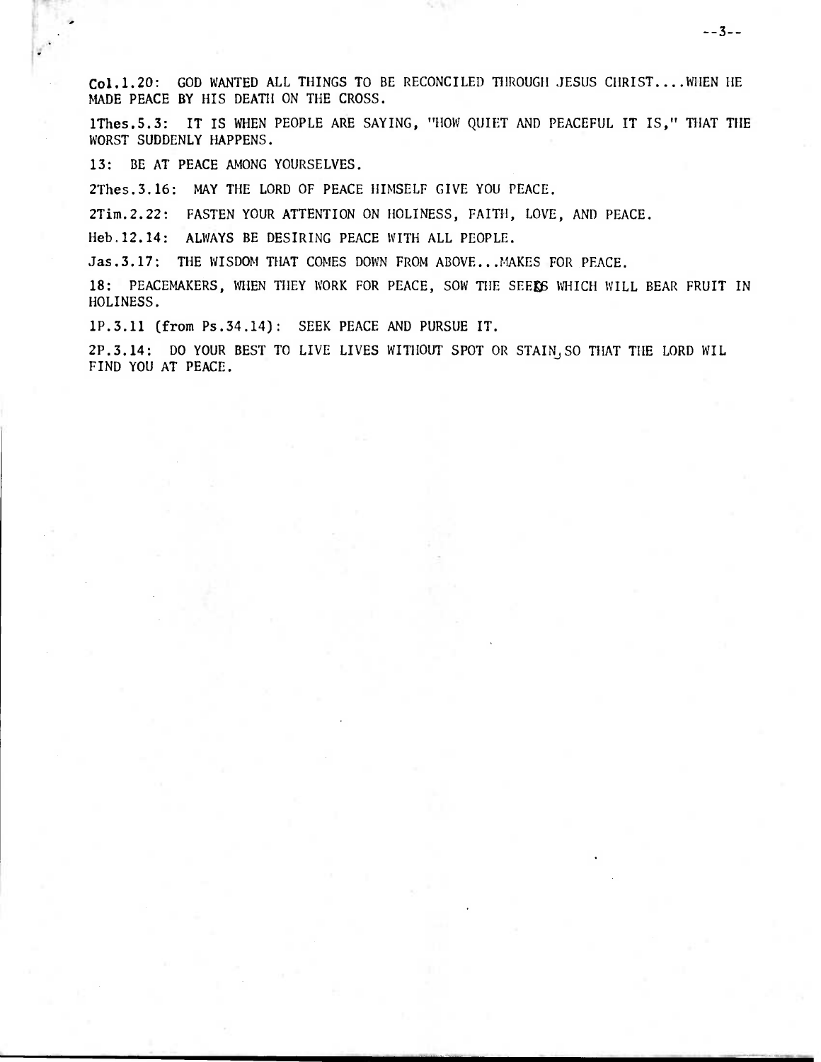**Col.1.20:** GOD WANTED ALL THINGS TO BE RECONCILED THROUGH JESUS CHRIST....WHEN HE MADE PEACE BY HIS DEATH ON THE CROSS.

**1Thes.5.3:** IT IS WHEN PEOPLE ARE SAYING, "HOW QUIET AND PEACEFUL IT IS," THAT THE WORST SUDDENLY HAPPENS.

**13:** BE AT PEACE AMONG YOURSELVES.

**2Thes.3.16:** MAY THE LORD OF PEACE HIMSELF GIVE YOU PEACE.

**2Tim.2.22:** FASTEN YOUR ATTENTION ON HOLINESS, FAITH, LOVE, AND PEACE.

**Heb.12.14:** ALWAYS BE DESIRING PEACE WITH ALL PEOPLE.

**Jas.3.17:** THE WISDOM THAT COMES DOWN FROM ABOVE...MAKES FOR PEACE.

**18:** PEACEMAKERS, WHEN THEY WORK FOR PEACE, SOW THE SEEDS WHICH WILL BEAR FRUIT IN HOLINESS.

**1P.3.11 (from Ps.34.14):** SEEK PEACE AND PURSUE IT.

**2P.3.14:** DO YOUR BEST TO LIVE LIVES WITHOUT SPOT OR STAIN, SO THAT THE LORD WIL FIND YOU AT PEACE.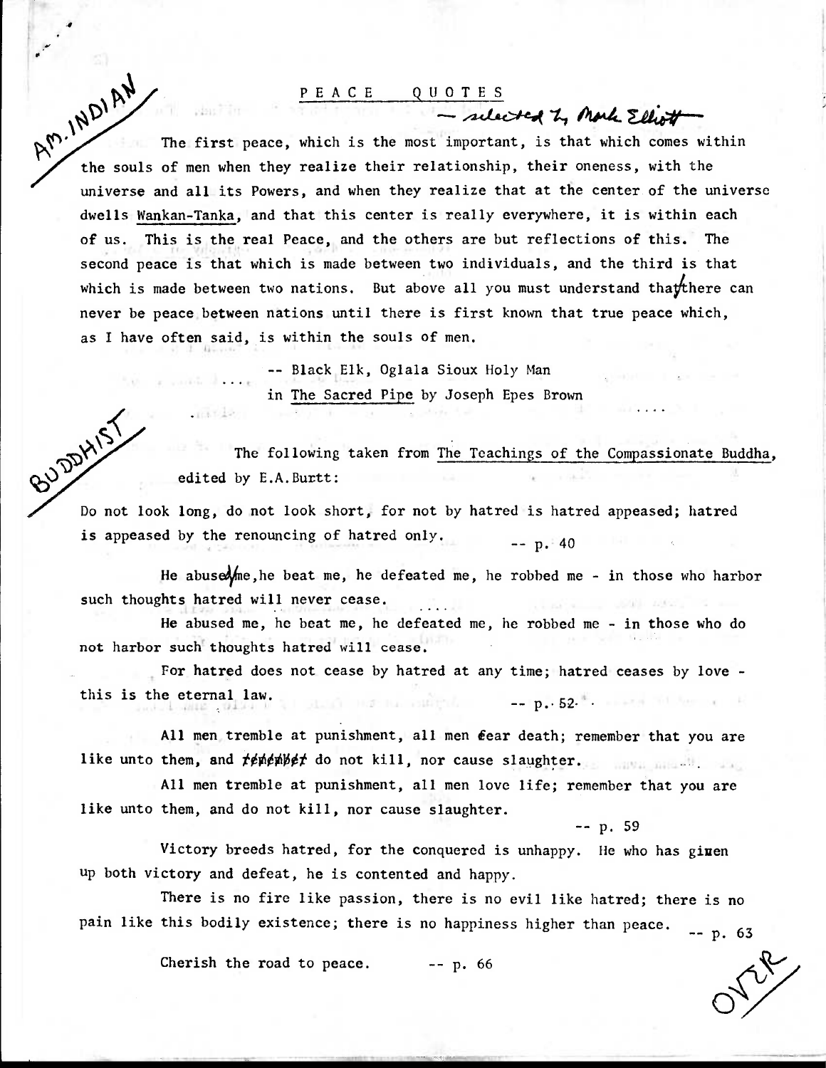## PEACE QUOTES

— selected by Mark Elliott

AM. INDIAN

The first peace, which is the most important, is that which comes within the souls of men when they realize their relationship, their oneness, with the universe and all its Powers, and when they realize that at the center of the universe dwells Wankan-Tanka, and that this center is really everywhere, it is within each of us. This is the real Peace, and the others are but reflections of this. The second peace is that which is made between two individuals, and the third is that which is made between two nations. But above all you must understand that there can never be peace between nations until there is first known that true peace which, as I have often said, is within the souls of men.

-- Black Elk, Oglala Sioux Holy Man
in The Sacred Pipe by Joseph Epes Brown

BUDDHIST

The following taken from The Teachings of the Compassionate Buddha, edited by E.A.Burtt:

Do not look long, do not look short, for not by hatred is hatred appeased; hatred is appeased by the renouncing of hatred only. -- p. 40

He abused me, he beat me, he defeated me, he robbed me - in those who harbor such thoughts hatred will never cease.

He abused me, he beat me, he defeated me, he robbed me - in those who do not harbor such thoughts hatred will cease.

For hatred does not cease by hatred at any time; hatred ceases by love - this is the eternal law. -- p. 52

All men tremble at punishment, all men fear death; remember that you are like unto them, and do not kill, nor cause slaughter.

All men tremble at punishment, all men love life; remember that you are like unto them, and do not kill, nor cause slaughter.

-- p. 59

Victory breeds hatred, for the conquered is unhappy. He who has given up both victory and defeat, he is contented and happy.

There is no fire like passion, there is no evil like hatred; there is no pain like this bodily existence; there is no happiness higher than peace. -- p. 63

Cherish the road to peace. -- p. 66

OVER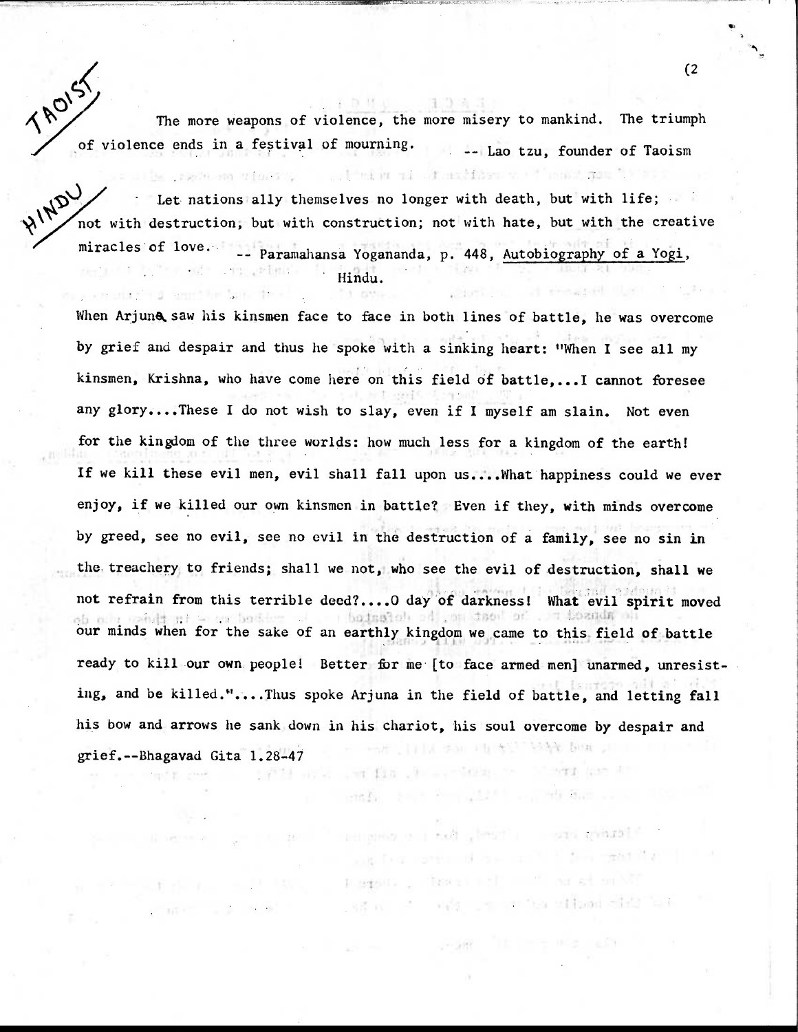TAOIST

The more weapons of violence, the more misery to mankind. The triumph of violence ends in a festival of mourning. -- Lao tzu, founder of Taoism

HINDU

Let nations ally themselves no longer with death, but with life; not with destruction, but with construction; not with hate, but with the creative miracles of love. -- Paramahansa Yogananda, p. 448, Autobiography of a Yogi, Hindu.

When Arjuna saw his kinsmen face to face in both lines of battle, he was overcome by grief and despair and thus he spoke with a sinking heart: "When I see all my kinsmen, Krishna, who have come here on this field of battle,...I cannot foresee any glory....These I do not wish to slay, even if I myself am slain. Not even for the kingdom of the three worlds: how much less for a kingdom of the earth! If we kill these evil men, evil shall fall upon us....What happiness could we ever enjoy, if we killed our own kinsmen in battle? Even if they, with minds overcome by greed, see no evil, see no evil in the destruction of a family, see no sin in the treachery to friends; shall we not, who see the evil of destruction, shall we not refrain from this terrible deed?....O day of darkness! What evil spirit moved our minds when for the sake of an earthly kingdom we came to this field of battle ready to kill our own people! Better for me [to face armed men] unarmed, unresisting, and be killed."....Thus spoke Arjuna in the field of battle, and letting fall his bow and arrows he sank down in his chariot, his soul overcome by despair and grief.--Bhagavad Gita 1.28-47